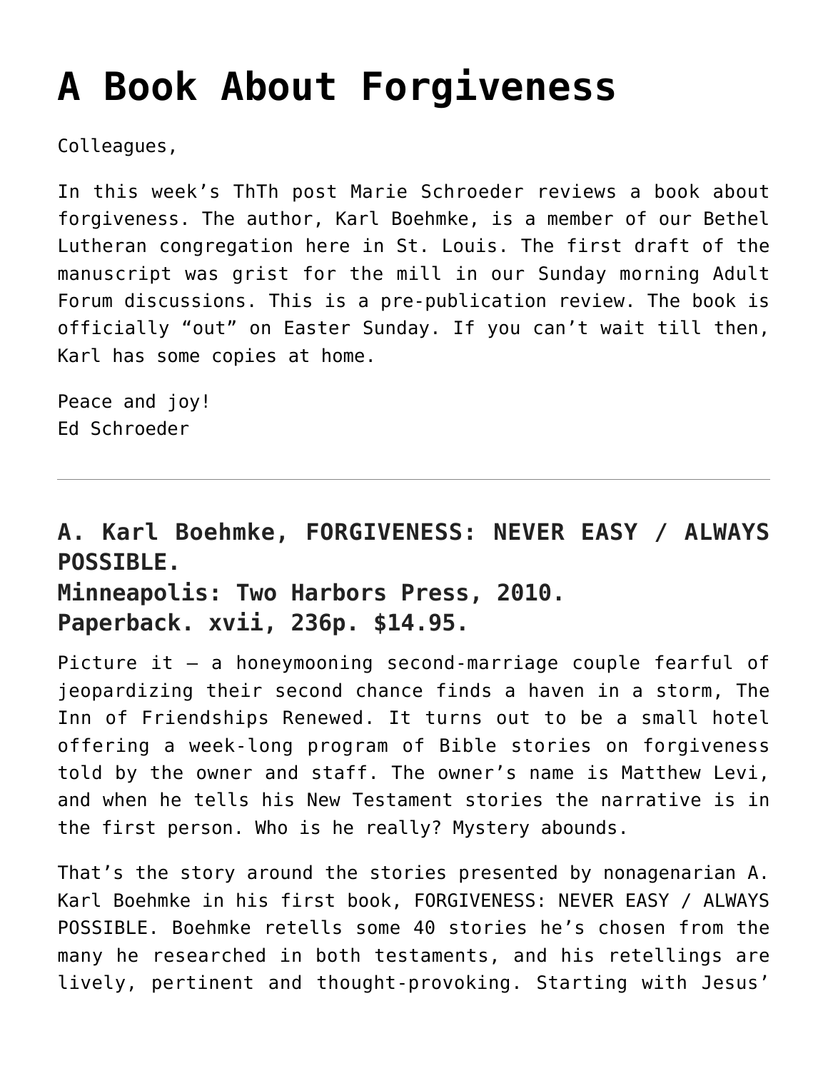# A Book About Forgiveness

Colleagues,

In this week's ThTh post Marie Schroeder reviews a book about forgiveness. The author, Karl Boehmke, is a member of our Bethel Lutheran congregation here in St. Louis. The first draft of the manuscript was grist for the mill in our Sunday morning Adult Forum discussions. This is a pre-publication review. The book is officially "out" on Easter Sunday. If you can't wait till then, Karl has some copies at home.

Peace and joy!
Ed Schroeder

---

### A. Karl Boehmke, FORGIVENESS: NEVER EASY / ALWAYS POSSIBLE.
### Minneapolis: Two Harbors Press, 2010.
### Paperback. xvii, 236p. $14.95.

Picture it — a honeymooning second-marriage couple fearful of jeopardizing their second chance finds a haven in a storm, The Inn of Friendships Renewed. It turns out to be a small hotel offering a week-long program of Bible stories on forgiveness told by the owner and staff. The owner's name is Matthew Levi, and when he tells his New Testament stories the narrative is in the first person. Who is he really? Mystery abounds.

That's the story around the stories presented by nonagenarian A. Karl Boehmke in his first book, FORGIVENESS: NEVER EASY / ALWAYS POSSIBLE. Boehmke retells some 40 stories he's chosen from the many he researched in both testaments, and his retellings are lively, pertinent and thought-provoking. Starting with Jesus'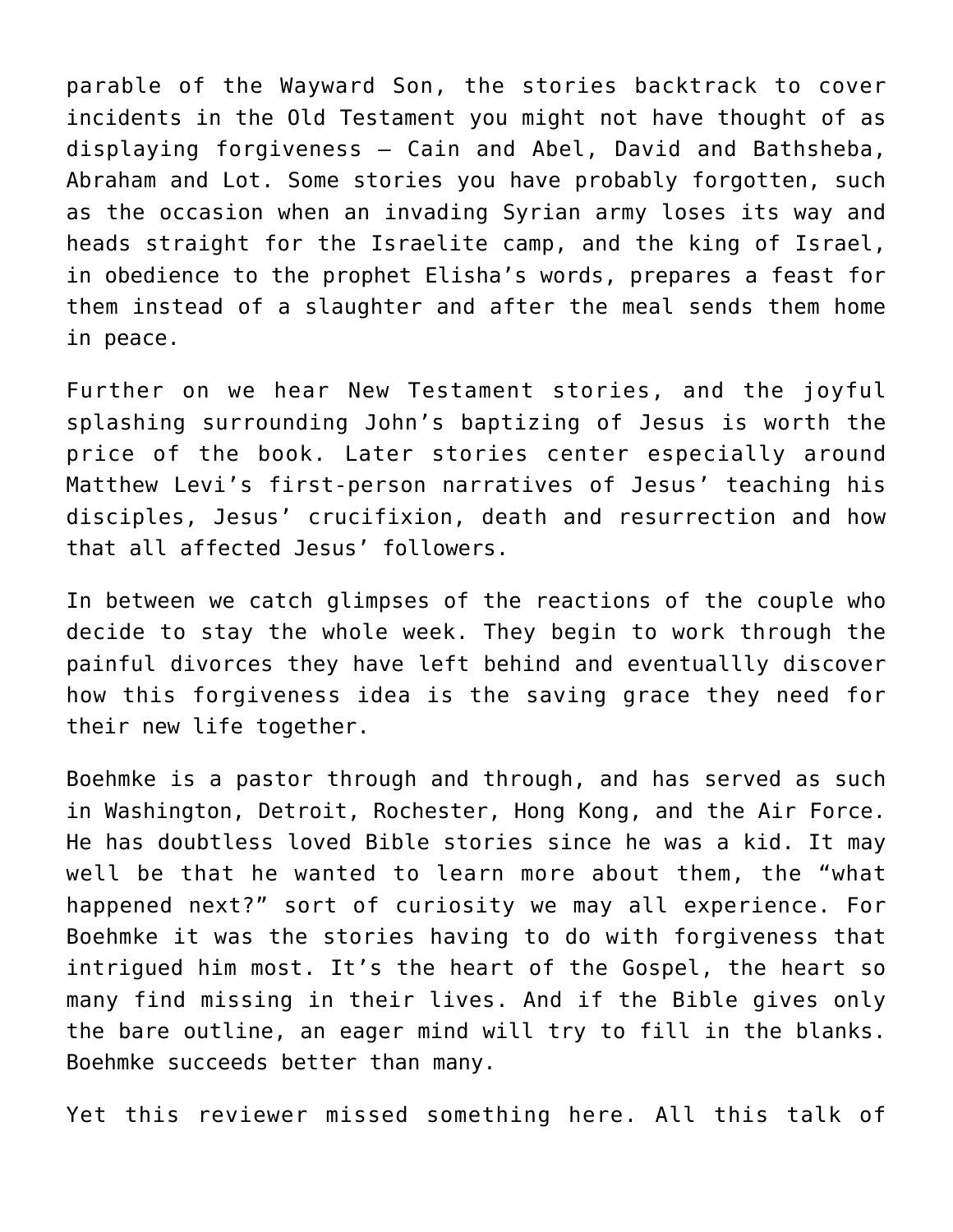parable of the Wayward Son, the stories backtrack to cover incidents in the Old Testament you might not have thought of as displaying forgiveness — Cain and Abel, David and Bathsheba, Abraham and Lot. Some stories you have probably forgotten, such as the occasion when an invading Syrian army loses its way and heads straight for the Israelite camp, and the king of Israel, in obedience to the prophet Elisha's words, prepares a feast for them instead of a slaughter and after the meal sends them home in peace.

Further on we hear New Testament stories, and the joyful splashing surrounding John's baptizing of Jesus is worth the price of the book. Later stories center especially around Matthew Levi's first-person narratives of Jesus' teaching his disciples, Jesus' crucifixion, death and resurrection and how that all affected Jesus' followers.

In between we catch glimpses of the reactions of the couple who decide to stay the whole week. They begin to work through the painful divorces they have left behind and eventuallly discover how this forgiveness idea is the saving grace they need for their new life together.

Boehmke is a pastor through and through, and has served as such in Washington, Detroit, Rochester, Hong Kong, and the Air Force. He has doubtless loved Bible stories since he was a kid. It may well be that he wanted to learn more about them, the "what happened next?" sort of curiosity we may all experience. For Boehmke it was the stories having to do with forgiveness that intrigued him most. It's the heart of the Gospel, the heart so many find missing in their lives. And if the Bible gives only the bare outline, an eager mind will try to fill in the blanks. Boehmke succeeds better than many.

Yet this reviewer missed something here. All this talk of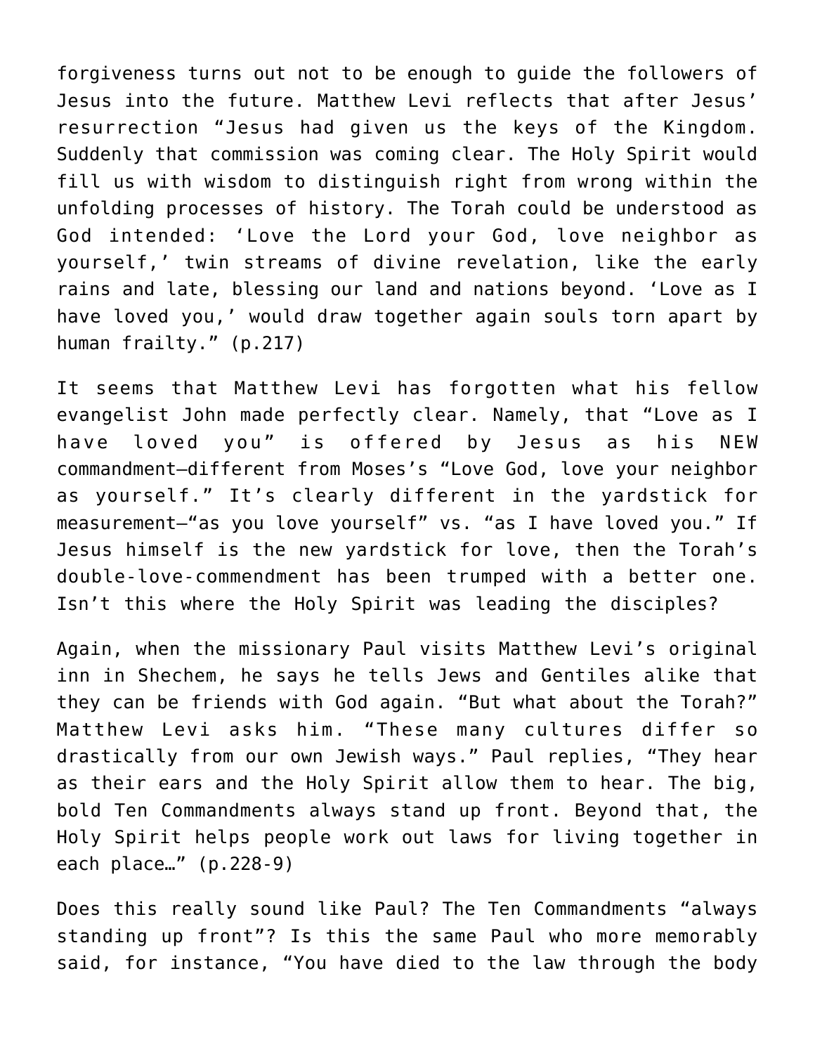forgiveness turns out not to be enough to guide the followers of Jesus into the future. Matthew Levi reflects that after Jesus' resurrection "Jesus had given us the keys of the Kingdom. Suddenly that commission was coming clear. The Holy Spirit would fill us with wisdom to distinguish right from wrong within the unfolding processes of history. The Torah could be understood as God intended: 'Love the Lord your God, love neighbor as yourself,' twin streams of divine revelation, like the early rains and late, blessing our land and nations beyond. 'Love as I have loved you,' would draw together again souls torn apart by human frailty." (p.217)

It seems that Matthew Levi has forgotten what his fellow evangelist John made perfectly clear. Namely, that "Love as I have loved you" is offered by Jesus as his NEW commandment—different from Moses's "Love God, love your neighbor as yourself." It's clearly different in the yardstick for measurement—"as you love yourself" vs. "as I have loved you." If Jesus himself is the new yardstick for love, then the Torah's double-love-commendment has been trumped with a better one. Isn't this where the Holy Spirit was leading the disciples?

Again, when the missionary Paul visits Matthew Levi's original inn in Shechem, he says he tells Jews and Gentiles alike that they can be friends with God again. "But what about the Torah?" Matthew Levi asks him. "These many cultures differ so drastically from our own Jewish ways." Paul replies, "They hear as their ears and the Holy Spirit allow them to hear. The big, bold Ten Commandments always stand up front. Beyond that, the Holy Spirit helps people work out laws for living together in each place…" (p.228-9)

Does this really sound like Paul? The Ten Commandments "always standing up front"? Is this the same Paul who more memorably said, for instance, "You have died to the law through the body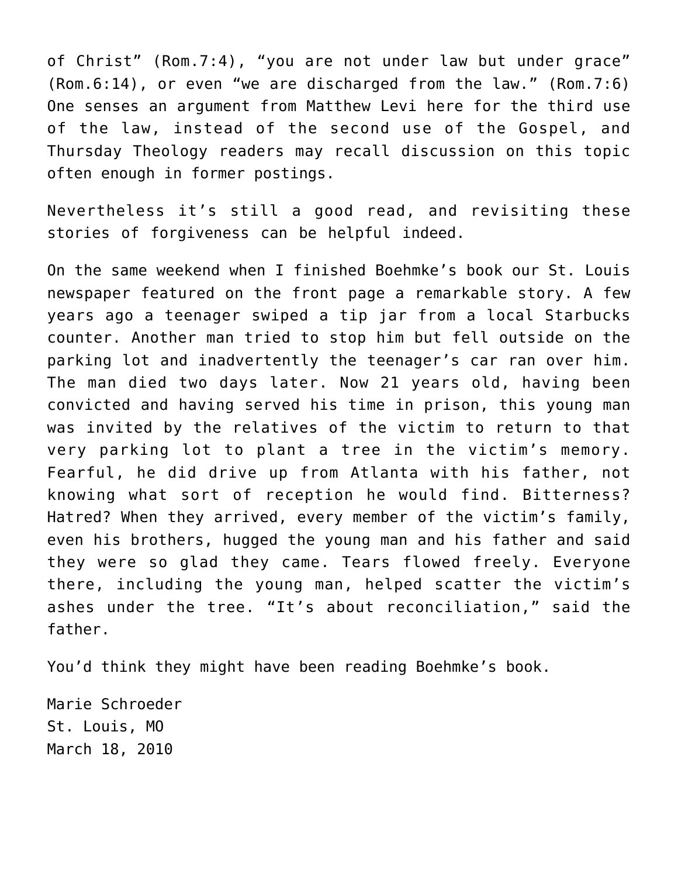of Christ" (Rom.7:4), "you are not under law but under grace" (Rom.6:14), or even "we are discharged from the law." (Rom.7:6) One senses an argument from Matthew Levi here for the third use of the law, instead of the second use of the Gospel, and Thursday Theology readers may recall discussion on this topic often enough in former postings.

Nevertheless it's still a good read, and revisiting these stories of forgiveness can be helpful indeed.

On the same weekend when I finished Boehmke's book our St. Louis newspaper featured on the front page a remarkable story. A few years ago a teenager swiped a tip jar from a local Starbucks counter. Another man tried to stop him but fell outside on the parking lot and inadvertently the teenager's car ran over him. The man died two days later. Now 21 years old, having been convicted and having served his time in prison, this young man was invited by the relatives of the victim to return to that very parking lot to plant a tree in the victim's memory. Fearful, he did drive up from Atlanta with his father, not knowing what sort of reception he would find. Bitterness? Hatred? When they arrived, every member of the victim's family, even his brothers, hugged the young man and his father and said they were so glad they came. Tears flowed freely. Everyone there, including the young man, helped scatter the victim's ashes under the tree. "It's about reconciliation," said the father.

You'd think they might have been reading Boehmke's book.

Marie Schroeder
St. Louis, MO
March 18, 2010